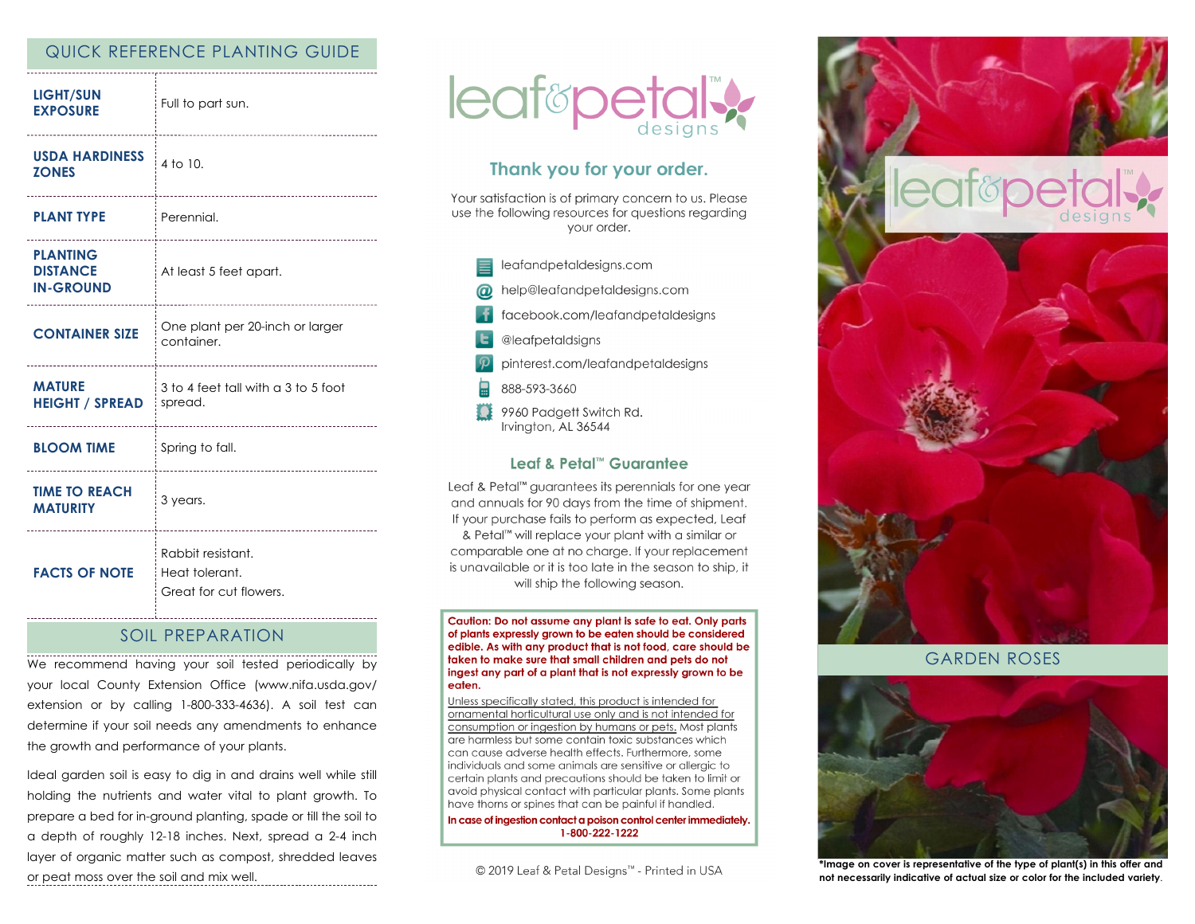## QUICK REFERENCE PLANTING GUIDE

| | |
|---|---|
| **LIGHT/SUN EXPOSURE** | Full to part sun. |
| **USDA HARDINESS ZONES** | 4 to 10. |
| **PLANT TYPE** | Perennial. |
| **PLANTING DISTANCE IN-GROUND** | At least 5 feet apart. |
| **CONTAINER SIZE** | One plant per 20-inch or larger container. |
| **MATURE HEIGHT / SPREAD** | 3 to 4 feet tall with a 3 to 5 foot spread. |
| **BLOOM TIME** | Spring to fall. |
| **TIME TO REACH MATURITY** | 3 years. |
| **FACTS OF NOTE** | Rabbit resistant.<br>Heat tolerant.<br>Great for cut flowers. |

## SOIL PREPARATION

We recommend having your soil tested periodically by your local County Extension Office (www.nifa.usda.gov/extension or by calling 1-800-333-4636). A soil test can determine if your soil needs any amendments to enhance the growth and performance of your plants.

Ideal garden soil is easy to dig in and drains well while still holding the nutrients and water vital to plant growth. To prepare a bed for in-ground planting, spade or till the soil to a depth of roughly 12-18 inches. Next, spread a 2-4 inch layer of organic matter such as compost, shredded leaves or peat moss over the soil and mix well.

leaf&petal™ designs

## Thank you for your order.

Your satisfaction is of primary concern to us. Please use the following resources for questions regarding your order.

- leafandpetaldesigns.com
- help@leafandpetaldesigns.com
- facebook.com/leafandpetaldesigns
- @leafpetaldsigns
- pinterest.com/leafandpetaldesigns
- 888-593-3660
- 9960 Padgett Switch Rd.
  Irvington, AL 36544

### Leaf & Petal™ Guarantee

Leaf & Petal™ guarantees its perennials for one year and annuals for 90 days from the time of shipment. If your purchase fails to perform as expected, Leaf & Petal™ will replace your plant with a similar or comparable one at no charge. If your replacement is unavailable or it is too late in the season to ship, it will ship the following season.

**Caution: Do not assume any plant is safe to eat. Only parts of plants expressly grown to be eaten should be considered edible. As with any product that is not food, care should be taken to make sure that small children and pets do not ingest any part of a plant that is not expressly grown to be eaten.**

Unless specifically stated, this product is intended for ornamental horticultural use only and is not intended for consumption or ingestion by humans or pets. Most plants are harmless but some contain toxic substances which can cause adverse health effects. Furthermore, some individuals and some animals are sensitive or allergic to certain plants and precautions should be taken to limit or avoid physical contact with particular plants. Some plants have thorns or spines that can be painful if handled.

**In case of ingestion contact a poison control center immediately. 1-800-222-1222**

© 2019 Leaf & Petal Designs™ - Printed in USA

leaf&petal™ designs

## GARDEN ROSES

**\*Image on cover is representative of the type of plant(s) in this offer and not necessarily indicative of actual size or color for the included variety.**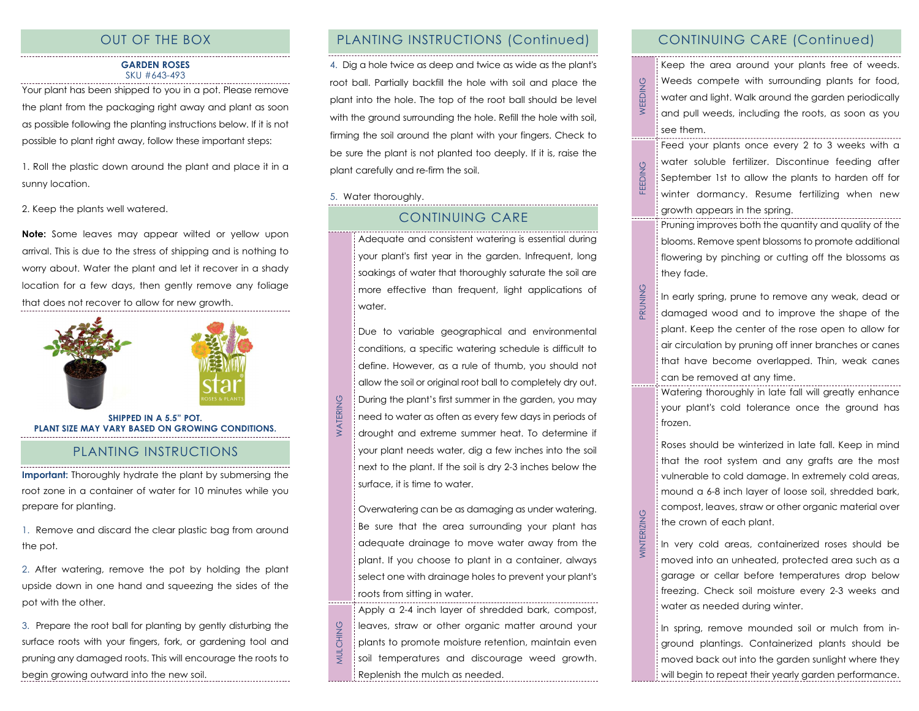## OUT OF THE BOX

**GARDEN ROSES**
SKU #643-493

Your plant has been shipped to you in a pot. Please remove the plant from the packaging right away and plant as soon as possible following the planting instructions below. If it is not possible to plant right away, follow these important steps:

1. Roll the plastic down around the plant and place it in a sunny location.

2. Keep the plants well watered.

**Note:** Some leaves may appear wilted or yellow upon arrival. This is due to the stress of shipping and is nothing to worry about. Water the plant and let it recover in a shady location for a few days, then gently remove any foliage that does not recover to allow for new growth.

star
ROSES & PLANTS

**SHIPPED IN A 5.5" POT.**
**PLANT SIZE MAY VARY BASED ON GROWING CONDITIONS.**

## PLANTING INSTRUCTIONS

**Important:** Thoroughly hydrate the plant by submersing the root zone in a container of water for 10 minutes while you prepare for planting.

1. Remove and discard the clear plastic bag from around the pot.

2. After watering, remove the pot by holding the plant upside down in one hand and squeezing the sides of the pot with the other.

3. Prepare the root ball for planting by gently disturbing the surface roots with your fingers, fork, or gardening tool and pruning any damaged roots. This will encourage the roots to begin growing outward into the new soil.

## PLANTING INSTRUCTIONS (Continued)

4. Dig a hole twice as deep and twice as wide as the plant's root ball. Partially backfill the hole with soil and place the plant into the hole. The top of the root ball should be level with the ground surrounding the hole. Refill the hole with soil, firming the soil around the plant with your fingers. Check to be sure the plant is not planted too deeply. If it is, raise the plant carefully and re-firm the soil.

5. Water thoroughly.

## CONTINUING CARE

### WATERING

Adequate and consistent watering is essential during your plant's first year in the garden. Infrequent, long soakings of water that thoroughly saturate the soil are more effective than frequent, light applications of water.

Due to variable geographical and environmental conditions, a specific watering schedule is difficult to define. However, as a rule of thumb, you should not allow the soil or original root ball to completely dry out. During the plant's first summer in the garden, you may need to water as often as every few days in periods of drought and extreme summer heat. To determine if your plant needs water, dig a few inches into the soil next to the plant. If the soil is dry 2-3 inches below the surface, it is time to water.

Overwatering can be as damaging as under watering. Be sure that the area surrounding your plant has adequate drainage to move water away from the plant. If you choose to plant in a container, always select one with drainage holes to prevent your plant's roots from sitting in water.

### MULCHING

Apply a 2-4 inch layer of shredded bark, compost, leaves, straw or other organic matter around your plants to promote moisture retention, maintain even soil temperatures and discourage weed growth. Replenish the mulch as needed.

## CONTINUING CARE (Continued)

### WEEDING

Keep the area around your plants free of weeds. Weeds compete with surrounding plants for food, water and light. Walk around the garden periodically and pull weeds, including the roots, as soon as you see them.

### FEEDING

Feed your plants once every 2 to 3 weeks with a water soluble fertilizer. Discontinue feeding after September 1st to allow the plants to harden off for winter dormancy. Resume fertilizing when new growth appears in the spring.

### PRUNING

Pruning improves both the quantity and quality of the blooms. Remove spent blossoms to promote additional flowering by pinching or cutting off the blossoms as they fade.

In early spring, prune to remove any weak, dead or damaged wood and to improve the shape of the plant. Keep the center of the rose open to allow for air circulation by pruning off inner branches or canes that have become overlapped. Thin, weak canes can be removed at any time.

### WINTERIZING

Watering thoroughly in late fall will greatly enhance your plant's cold tolerance once the ground has frozen.

Roses should be winterized in late fall. Keep in mind that the root system and any grafts are the most vulnerable to cold damage. In extremely cold areas, mound a 6-8 inch layer of loose soil, shredded bark, compost, leaves, straw or other organic material over the crown of each plant.

In very cold areas, containerized roses should be moved into an unheated, protected area such as a garage or cellar before temperatures drop below freezing. Check soil moisture every 2-3 weeks and water as needed during winter.

In spring, remove mounded soil or mulch from in-ground plantings. Containerized plants should be moved back out into the garden sunlight where they will begin to repeat their yearly garden performance.